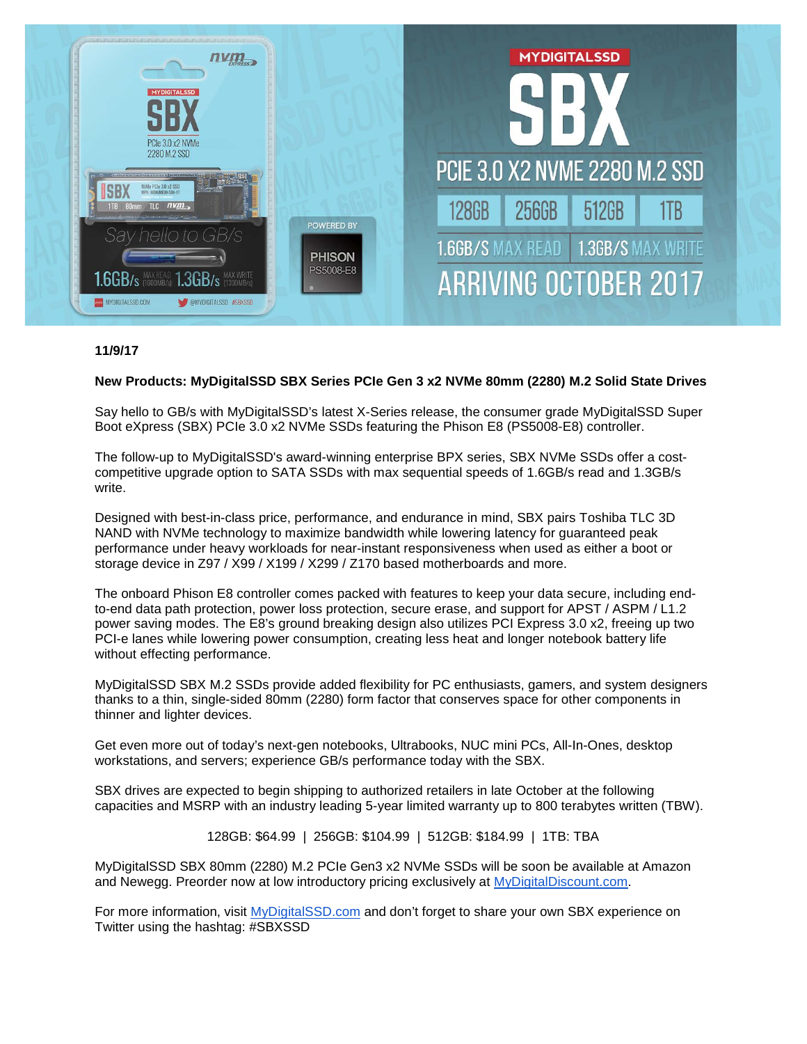**11/9/17**

**New Products: MyDigitalSSD SBX Series PCIe Gen 3 x2 NVMe 80mm (2280) M.2 Solid State Drives**

Say hello to GB/s with MyDigitalSSD's latest X-Series release, the consumer grade MyDigitalSSD Super Boot eXpress (SBX) PCIe 3.0 x2 NVMe SSDs featuring the Phison E8 (PS5008-E8) controller.

The follow-up to MyDigitalSSD's award-winning enterprise BPX series, SBX NVMe SSDs offer a cost-competitive upgrade option to SATA SSDs with max sequential speeds of 1.6GB/s read and 1.3GB/s write.

Designed with best-in-class price, performance, and endurance in mind, SBX pairs Toshiba TLC 3D NAND with NVMe technology to maximize bandwidth while lowering latency for guaranteed peak performance under heavy workloads for near-instant responsiveness when used as either a boot or storage device in Z97 / X99 / X199 / X299 / Z170 based motherboards and more.

The onboard Phison E8 controller comes packed with features to keep your data secure, including end-to-end data path protection, power loss protection, secure erase, and support for APST / ASPM / L1.2 power saving modes. The E8's ground breaking design also utilizes PCI Express 3.0 x2, freeing up two PCI-e lanes while lowering power consumption, creating less heat and longer notebook battery life without effecting performance.

MyDigitalSSD SBX M.2 SSDs provide added flexibility for PC enthusiasts, gamers, and system designers thanks to a thin, single-sided 80mm (2280) form factor that conserves space for other components in thinner and lighter devices.

Get even more out of today's next-gen notebooks, Ultrabooks, NUC mini PCs, All-In-Ones, desktop workstations, and servers; experience GB/s performance today with the SBX.

SBX drives are expected to begin shipping to authorized retailers in late October at the following capacities and MSRP with an industry leading 5-year limited warranty up to 800 terabytes written (TBW).

128GB: $64.99 | 256GB: $104.99 | 512GB: $184.99 | 1TB: TBA

MyDigitalSSD SBX 80mm (2280) M.2 PCIe Gen3 x2 NVMe SSDs will be soon be available at Amazon and Newegg. Preorder now at low introductory pricing exclusively at [MyDigitalDiscount.com](https://MyDigitalDiscount.com).

For more information, visit [MyDigitalSSD.com](https://MyDigitalSSD.com) and don't forget to share your own SBX experience on Twitter using the hashtag: #SBXSSD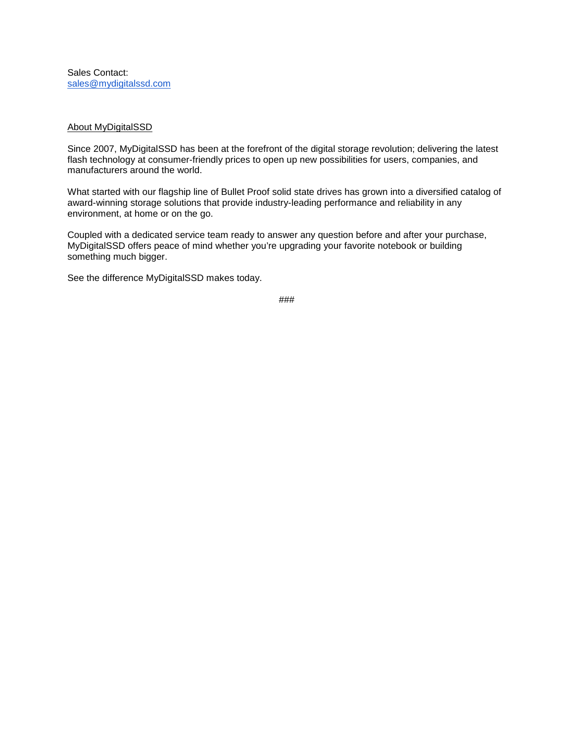Sales Contact:
sales@mydigitalssd.com

About MyDigitalSSD

Since 2007, MyDigitalSSD has been at the forefront of the digital storage revolution; delivering the latest flash technology at consumer-friendly prices to open up new possibilities for users, companies, and manufacturers around the world.

What started with our flagship line of Bullet Proof solid state drives has grown into a diversified catalog of award-winning storage solutions that provide industry-leading performance and reliability in any environment, at home or on the go.

Coupled with a dedicated service team ready to answer any question before and after your purchase, MyDigitalSSD offers peace of mind whether you're upgrading your favorite notebook or building something much bigger.

See the difference MyDigitalSSD makes today.

###